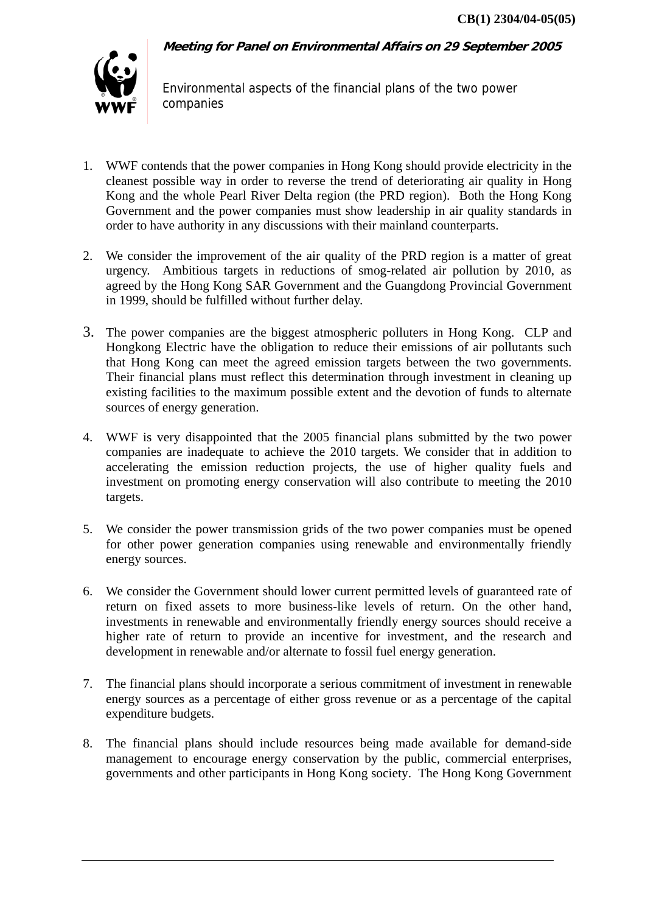CB(1) 2304/04-05(05)

***Meeting for Panel on Environmental Affairs on 29 September 2005***

Environmental aspects of the financial plans of the two power companies

1. WWF contends that the power companies in Hong Kong should provide electricity in the cleanest possible way in order to reverse the trend of deteriorating air quality in Hong Kong and the whole Pearl River Delta region (the PRD region). Both the Hong Kong Government and the power companies must show leadership in air quality standards in order to have authority in any discussions with their mainland counterparts.

2. We consider the improvement of the air quality of the PRD region is a matter of great urgency. Ambitious targets in reductions of smog-related air pollution by 2010, as agreed by the Hong Kong SAR Government and the Guangdong Provincial Government in 1999, should be fulfilled without further delay.

3. The power companies are the biggest atmospheric polluters in Hong Kong. CLP and Hongkong Electric have the obligation to reduce their emissions of air pollutants such that Hong Kong can meet the agreed emission targets between the two governments. Their financial plans must reflect this determination through investment in cleaning up existing facilities to the maximum possible extent and the devotion of funds to alternate sources of energy generation.

4. WWF is very disappointed that the 2005 financial plans submitted by the two power companies are inadequate to achieve the 2010 targets. We consider that in addition to accelerating the emission reduction projects, the use of higher quality fuels and investment on promoting energy conservation will also contribute to meeting the 2010 targets.

5. We consider the power transmission grids of the two power companies must be opened for other power generation companies using renewable and environmentally friendly energy sources.

6. We consider the Government should lower current permitted levels of guaranteed rate of return on fixed assets to more business-like levels of return. On the other hand, investments in renewable and environmentally friendly energy sources should receive a higher rate of return to provide an incentive for investment, and the research and development in renewable and/or alternate to fossil fuel energy generation.

7. The financial plans should incorporate a serious commitment of investment in renewable energy sources as a percentage of either gross revenue or as a percentage of the capital expenditure budgets.

8. The financial plans should include resources being made available for demand-side management to encourage energy conservation by the public, commercial enterprises, governments and other participants in Hong Kong society. The Hong Kong Government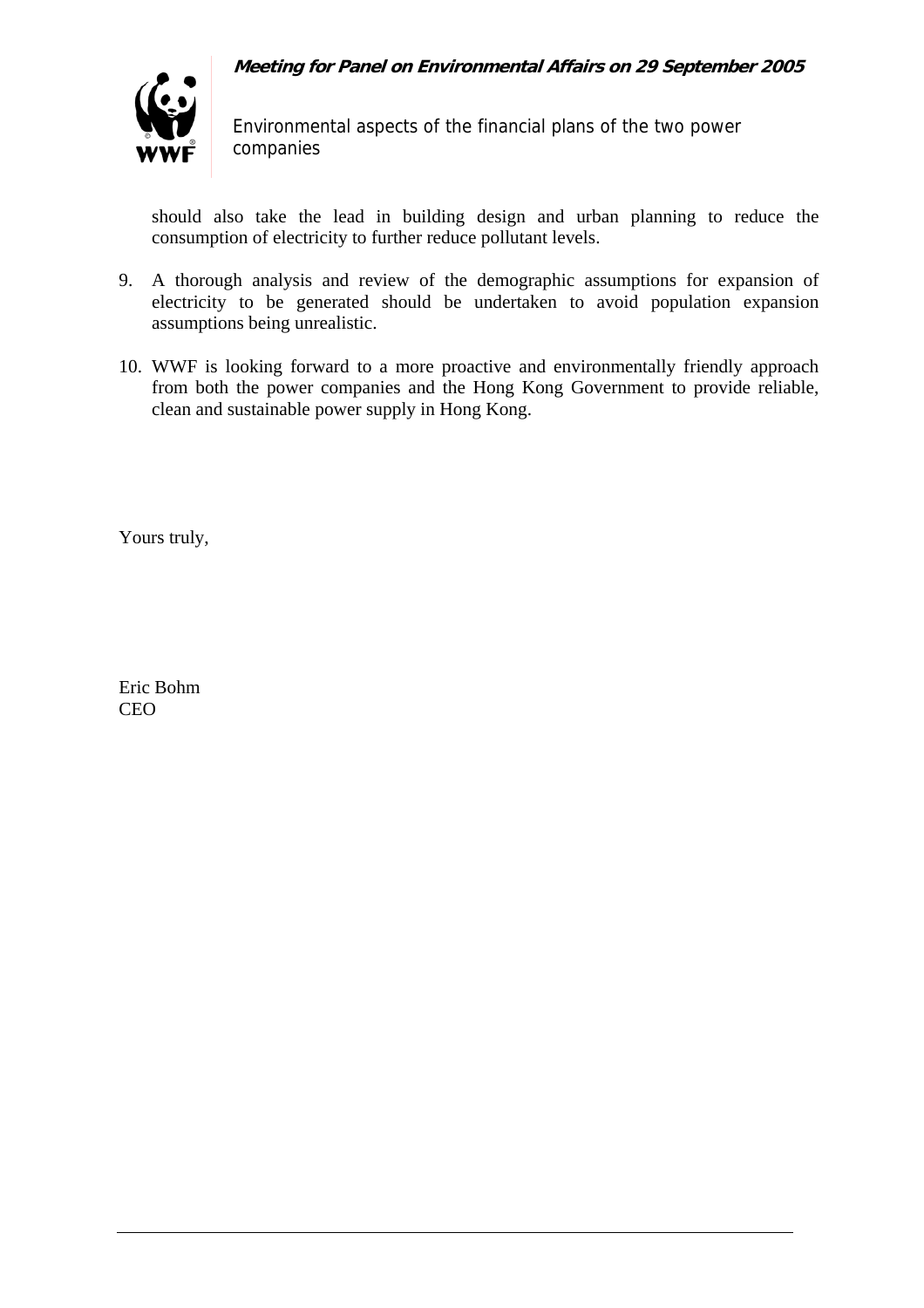should also take the lead in building design and urban planning to reduce the consumption of electricity to further reduce pollutant levels.

9. A thorough analysis and review of the demographic assumptions for expansion of electricity to be generated should be undertaken to avoid population expansion assumptions being unrealistic.

10. WWF is looking forward to a more proactive and environmentally friendly approach from both the power companies and the Hong Kong Government to provide reliable, clean and sustainable power supply in Hong Kong.

Yours truly,

Eric Bohm
CEO